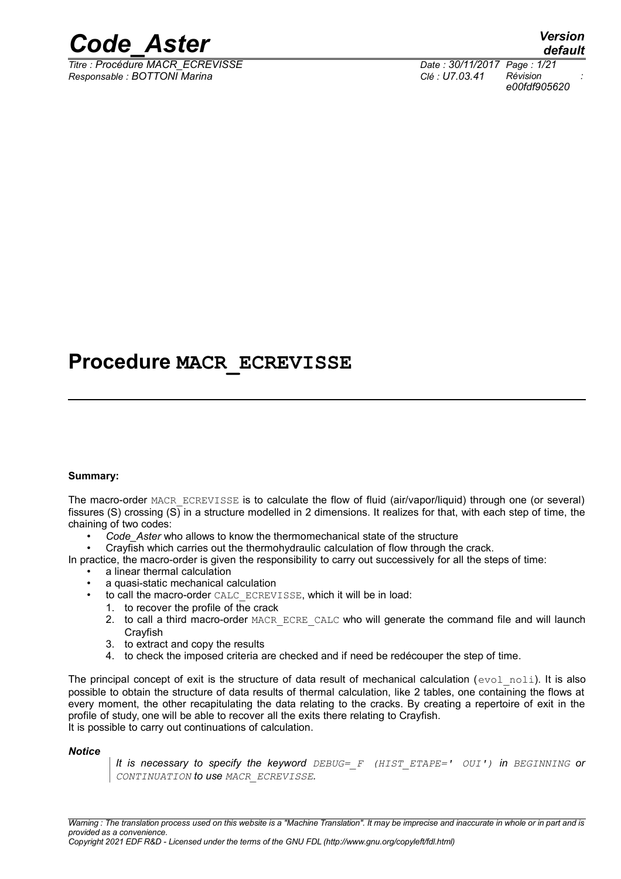# Procedure MACR_ECREVISSE

**Summary:**

The macro-order MACR_ECREVISSE is to calculate the flow of fluid (air/vapor/liquid) through one (or several) fissures (S) crossing (S) in a structure modelled in 2 dimensions. It realizes for that, with each step of time, the chaining of two codes:

- *Code_Aster* who allows to know the thermomechanical state of the structure
- Crayfish which carries out the thermohydraulic calculation of flow through the crack.

In practice, the macro-order is given the responsibility to carry out successively for all the steps of time:

- a linear thermal calculation
- a quasi-static mechanical calculation
- to call the macro-order CALC_ECREVISSE, which it will be in load:
  1. to recover the profile of the crack
  2. to call a third macro-order MACR_ECRE_CALC who will generate the command file and will launch Crayfish
  3. to extract and copy the results
  4. to check the imposed criteria are checked and if need be redécouper the step of time.

The principal concept of exit is the structure of data result of mechanical calculation (evol_noli). It is also possible to obtain the structure of data results of thermal calculation, like 2 tables, one containing the flows at every moment, the other recapitulating the data relating to the cracks. By creating a repertoire of exit in the profile of study, one will be able to recover all the exits there relating to Crayfish.
It is possible to carry out continuations of calculation.

***Notice***

> *It is necessary to specify the keyword DEBUG=_F (HIST_ETAPE=' OUI') in BEGINNING or CONTINUATION to use MACR_ECREVISSE.*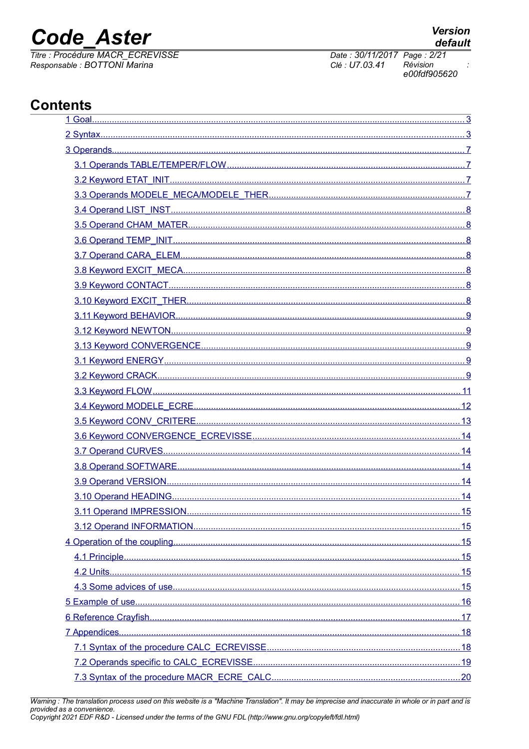# Contents

1 Goal........................................................................................................................................3

2 Syntax......................................................................................................................................3

3 Operands..................................................................................................................................7

3.1 Operands TABLE/TEMPER/FLOW................................................................................7

3.2 Keyword ETAT_INIT........................................................................................................7

3.3 Operands MODELE_MECA/MODELE_THER................................................................7

3.4 Operand LIST_INST........................................................................................................8

3.5 Operand CHAM_MATER................................................................................................8

3.6 Operand TEMP_INIT.......................................................................................................8

3.7 Operand CARA_ELEM....................................................................................................8

3.8 Keyword EXCIT_MECA...................................................................................................8

3.9 Keyword CONTACT.........................................................................................................8

3.10 Keyword EXCIT_THER..................................................................................................8

3.11 Keyword BEHAVIOR......................................................................................................9

3.12 Keyword NEWTON........................................................................................................9

3.13 Keyword CONVERGENCE.............................................................................................9

3.1 Keyword ENERGY............................................................................................................9

3.2 Keyword CRACK..............................................................................................................9

3.3 Keyword FLOW...............................................................................................................11

3.4 Keyword MODELE_ECRE..............................................................................................12

3.5 Keyword CONV_CRITERE.............................................................................................13

3.6 Keyword CONVERGENCE_ECREVISSE.......................................................................14

3.7 Operand CURVES..........................................................................................................14

3.8 Operand SOFTWARE.....................................................................................................14

3.9 Operand VERSION.........................................................................................................14

3.10 Operand HEADING.......................................................................................................14

3.11 Operand IMPRESSION.................................................................................................15

3.12 Operand INFORMATION...............................................................................................15

4 Operation of the coupling......................................................................................................15

4.1 Principle..........................................................................................................................15

4.2 Units...............................................................................................................................15

4.3 Some advices of use.......................................................................................................15

5 Example of use........................................................................................................................16

6 Reference Crayfish..................................................................................................................17

7 Appendices..............................................................................................................................18

7.1 Syntax of the procedure CALC_ECREVISSE...................................................................18

7.2 Operands specific to CALC_ECREVISSE........................................................................19

7.3 Syntax of the procedure MACR_ECRE_CALC.................................................................20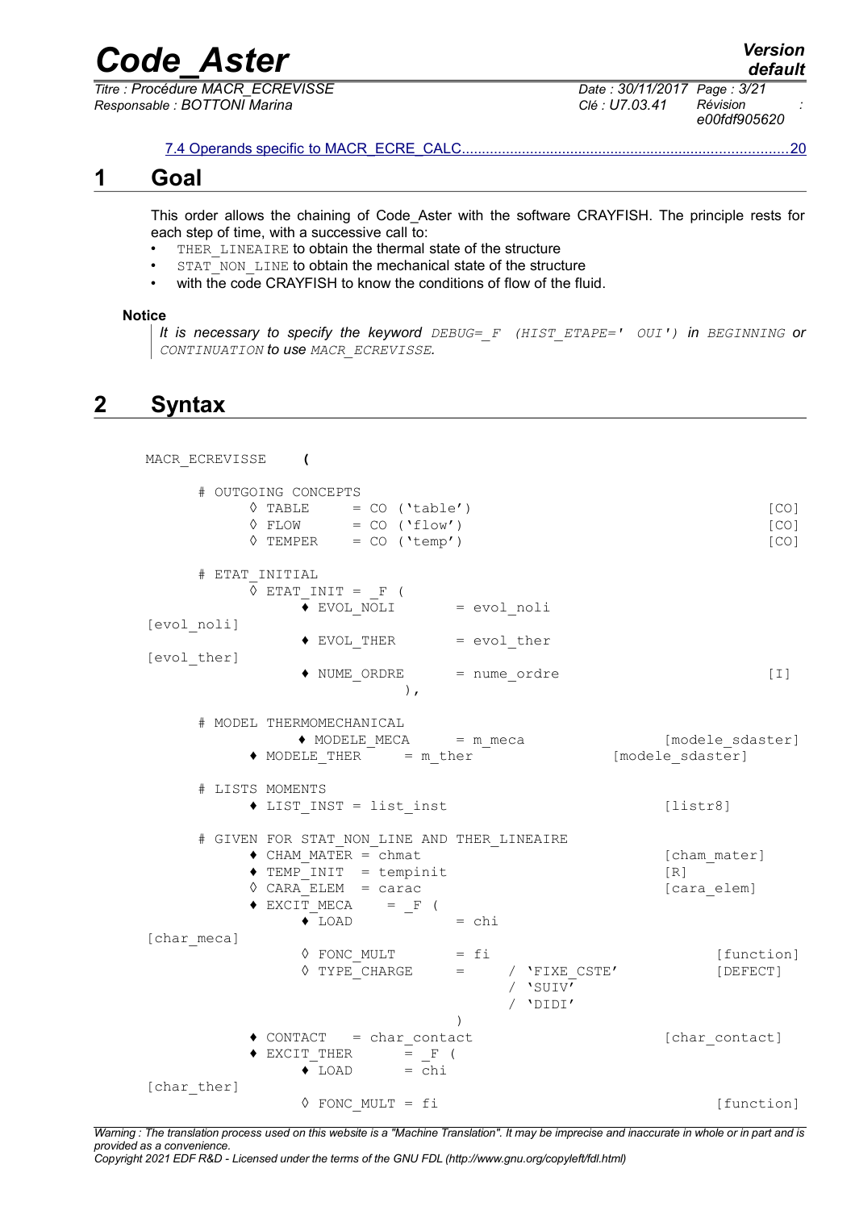7.4 Operands specific to MACR_ECRE_CALC......20

# 1 Goal

This order allows the chaining of Code_Aster with the software CRAYFISH. The principle rests for each step of time, with a successive call to:

- THER_LINEAIRE to obtain the thermal state of the structure
- STAT_NON_LINE to obtain the mechanical state of the structure
- with the code CRAYFISH to know the conditions of flow of the fluid.

**Notice**

*It is necessary to specify the keyword DEBUG=_F (HIST_ETAPE=' OUI') in BEGINNING or CONTINUATION to use MACR_ECREVISSE.*

# 2 Syntax

```
MACR_ECREVISSE    (

      # OUTGOING CONCEPTS
            ◊ TABLE      = CO ('table')                                  [CO]
            ◊ FLOW       = CO ('flow')                                   [CO]
            ◊ TEMPER     = CO ('temp')                                   [CO]

      # ETAT_INITIAL
            ◊ ETAT_INIT = _F (
                  ♦ EVOL_NOLI        = evol_noli
[evol_noli]
                  ♦ EVOL_THER        = evol_ther
[evol_ther]
                  ♦ NUME_ORDRE       = nume_ordre                        [I]
                              ),

      # MODEL THERMOMECHANICAL
                  ♦ MODELE_MECA      = m_meca                   [modele_sdaster]
            ♦ MODELE_THER      = m_ther                  [modele_sdaster]

      # LISTS MOMENTS
            ♦ LIST_INST = list_inst                              [listr8]

      # GIVEN FOR STAT_NON_LINE AND THER_LINEAIRE
            ♦ CHAM_MATER = chmat                                 [cham_mater]
            ♦ TEMP_INIT  = tempinit                              [R]
            ◊ CARA_ELEM  = carac                                 [cara_elem]
            ♦ EXCIT_MECA     = _F (
                  ♦ LOAD             = chi
[char_meca]
                  ◊ FONC_MULT        = fi                              [function]
                  ◊ TYPE_CHARGE      =      / 'FIXE_CSTE'              [DEFECT]
                                            / 'SUIV'
                                            / 'DIDI'
                                     )
            ♦ CONTACT    = char_contact                          [char_contact]
            ♦ EXCIT_THER       = _F (
                  ♦ LOAD       = chi
[char_ther]
                  ◊ FONC_MULT = fi                                     [function]
```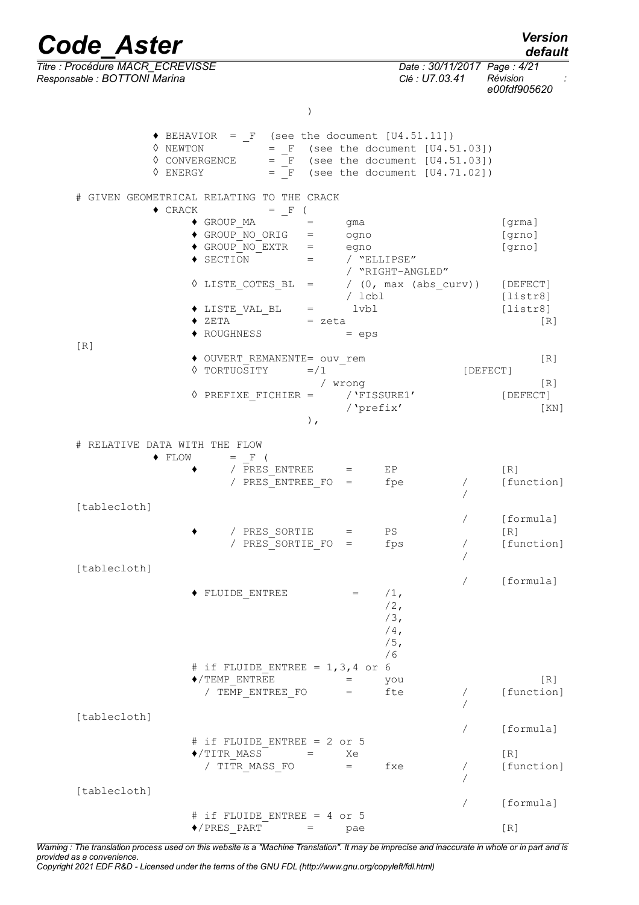```
                              )

        ♦ BEHAVIOR  = _F  (see the document [U4.51.11])
        ◊ NEWTON          = _F  (see the document [U4.51.03])
        ◊ CONVERGENCE     = _F  (see the document [U4.51.03])
        ◊ ENERGY          = _F  (see the document [U4.71.02])

# GIVEN GEOMETRICAL RELATING TO THE CRACK
        ♦ CRACK         = _F (
              ♦ GROUP_MA        =      gma                          [grma]
              ♦ GROUP_NO_ORIG   =      ogno                         [grno]
              ♦ GROUP_NO_EXTR   =      egno                         [grno]
              ♦ SECTION         =      / "ELLIPSE"
                                       / "RIGHT-ANGLED"
              ◊ LISTE_COTES_BL  =      / (0, max (abs_curv))        [DEFECT]
                                       / lcbl                       [listr8]
              ♦ LISTE_VAL_BL    =       lvbl                        [listr8]
              ♦ ZETA             = zeta                                 [R]
              ♦ ROUGHNESS              = eps
[R]
              ♦ OUVERT_REMANENTE= ouv_rem                               [R]
              ◊ TORTUOSITY      =/1                          [DEFECT]
                                 / wrong                                [R]
              ◊ PREFIXE_FICHIER =      /'FISSURE1'              [DEFECT]
                                       /'prefix'                    [KN]
                              ),

# RELATIVE DATA WITH THE FLOW
        ♦ FLOW       = _F (
              ♦      / PRES_ENTREE     =      EP                    [R]
                     / PRES_ENTREE_FO  =      fpe          /        [function]
                                                           /
[tablecloth]
                                                           /        [formula]
              ♦      / PRES_SORTIE     =      PS                    [R]
                     / PRES_SORTIE_FO  =      fps          /        [function]
                                                           /
[tablecloth]
                                                           /        [formula]
              ♦ FLUIDE_ENTREE           =     /1,
                                              /2,
                                              /3,
                                              /4,
                                              /5,
                                              /6
              # if FLUIDE_ENTREE = 1,3,4 or 6
              ♦/TEMP_ENTREE             =     you                       [R]
                / TEMP_ENTREE_FO        =     fte          /        [function]
                                                           /
[tablecloth]
                                                           /        [formula]
              # if FLUIDE_ENTREE = 2 or 5
              ♦/TITR_MASS       =      Xe                           [R]
                / TITR_MASS_FO         =      fxe          /        [function]
                                                           /
[tablecloth]
                                                           /        [formula]
              # if FLUIDE_ENTREE = 4 or 5
              ♦/PRES_PART       =      pae                          [R]
```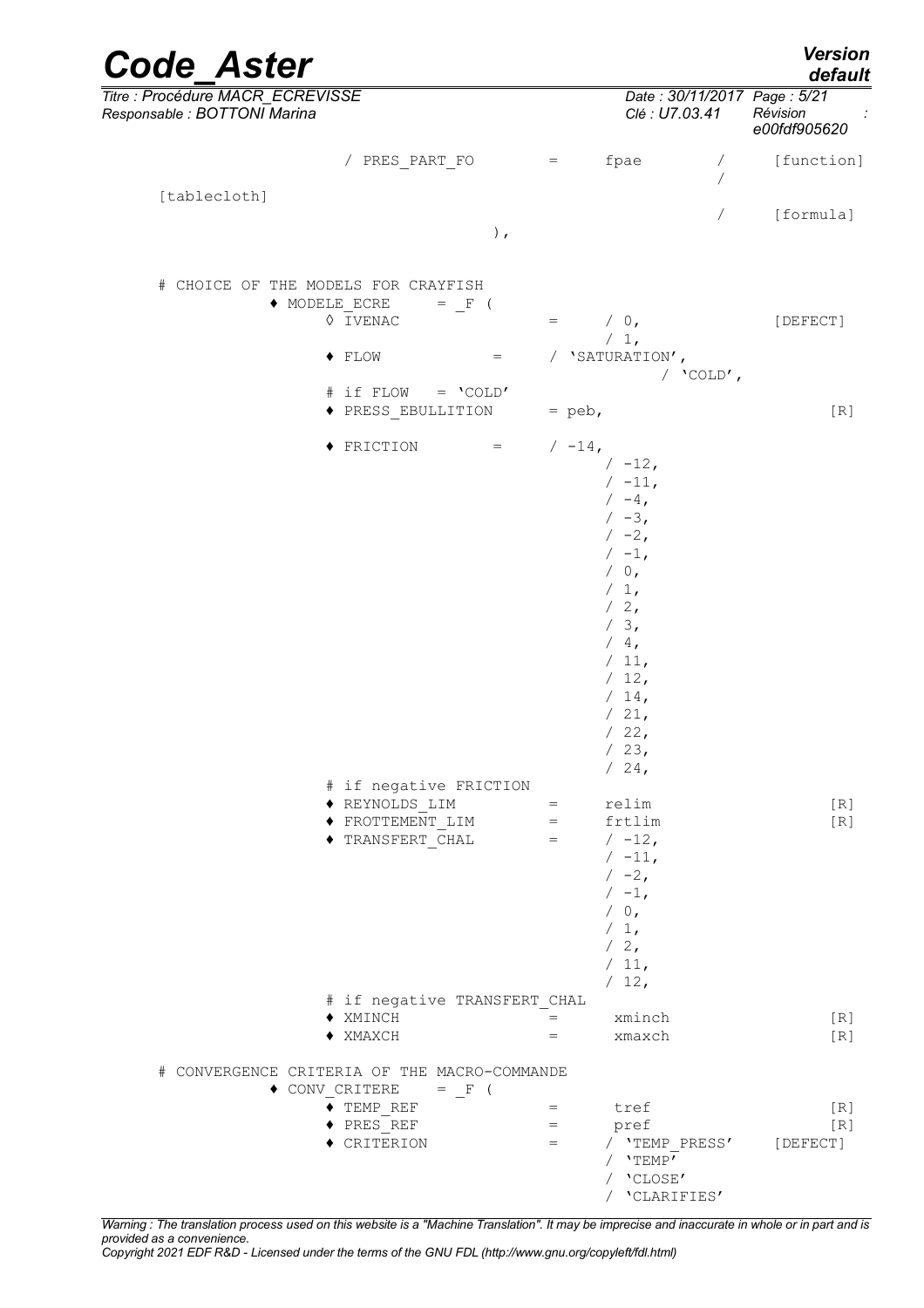```
                / PRES_PART_FO        =      fpae          /      [function]
                                                           /
     [tablecloth]
                                                           /      [formula]
                                      ),


     # CHOICE OF THE MODELS FOR CRAYFISH
              ♦ MODELE_ECRE      = _F (
                  ◊ IVENAC                =      / 0,                [DEFECT]
                                                 / 1,
                  ♦ FLOW           =      / 'SATURATION',
                                                        / 'COLD',
                  # if FLOW    = 'COLD'
                  ♦ PRESS_EBULLITION      = peb,                          [R]

                  ♦ FRICTION        =      / -14,
                                                 / -12,
                                                 / -11,
                                                 / -4,
                                                 / -3,
                                                 / -2,
                                                 / -1,
                                                 / 0,
                                                 / 1,
                                                 / 2,
                                                 / 3,
                                                 / 4,
                                                 / 11,
                                                 / 12,
                                                 / 14,
                                                 / 21,
                                                 / 22,
                                                 / 23,
                                                 / 24,
                  # if negative FRICTION
                  ♦ REYNOLDS_LIM          =      relim                    [R]
                  ♦ FROTTEMENT_LIM        =      frtlim                   [R]
                  ♦ TRANSFERT_CHAL        =      / -12,
                                                 / -11,
                                                 / -2,
                                                 / -1,
                                                 / 0,
                                                 / 1,
                                                 / 2,
                                                 / 11,
                                                 / 12,
                  # if negative TRANSFERT_CHAL
                  ♦ XMINCH                =       xminch                  [R]
                  ♦ XMAXCH                =       xmaxch                  [R]

     # CONVERGENCE CRITERIA OF THE MACRO-COMMANDE
              ♦ CONV_CRITERE      = _F (
                  ♦ TEMP_REF              =       tref                    [R]
                  ♦ PRES_REF              =       pref                    [R]
                  ♦ CRITERION             =      / 'TEMP_PRESS'    [DEFECT]
                                                 / 'TEMP'
                                                 / 'CLOSE'
                                                 / 'CLARIFIES'
```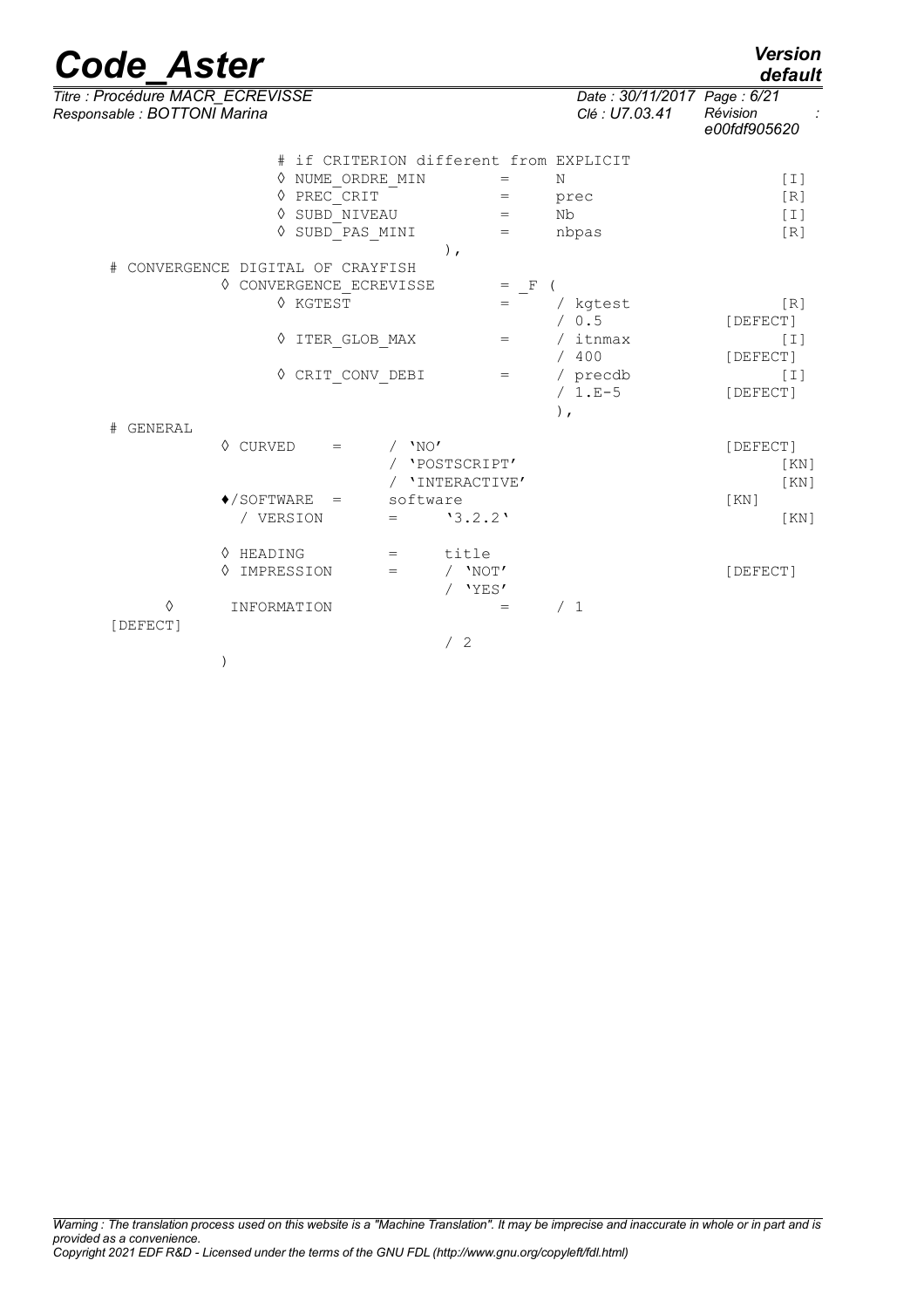```
              # if CRITERION different from EXPLICIT
              ◊ NUME_ORDRE_MIN          =      N                         [I]
              ◊ PREC_CRIT               =      prec                      [R]
              ◊ SUBD_NIVEAU             =      Nb                        [I]
              ◊ SUBD_PAS_MINI           =      nbpas                     [R]
                                 ),
# CONVERGENCE DIGITAL OF CRAYFISH
         ◊ CONVERGENCE_ECREVISSE        = _F (
              ◊ KGTEST                  =      / kgtest                  [R]
                                               / 0.5                [DEFECT]
              ◊ ITER_GLOB_MAX           =      / itnmax                  [I]
                                               / 400                [DEFECT]
              ◊ CRIT_CONV_DEBI          =      / precdb                  [I]
                                               / 1.E-5              [DEFECT]
                                               ),
# GENERAL
         ◊ CURVED      =      / 'NO'                                [DEFECT]
                              / 'POSTSCRIPT'                            [KN]
                              / 'INTERACTIVE'                           [KN]
         ♦/SOFTWARE  =      software                              [KN]
           / VERSION        =      '3.2.2'                              [KN]

         ◊ HEADING          =      title
         ◊ IMPRESSION       =      / 'NOT'                          [DEFECT]
                                   / 'YES'
     ◊      INFORMATION                 =      / 1
[DEFECT]
                                   / 2
         )
```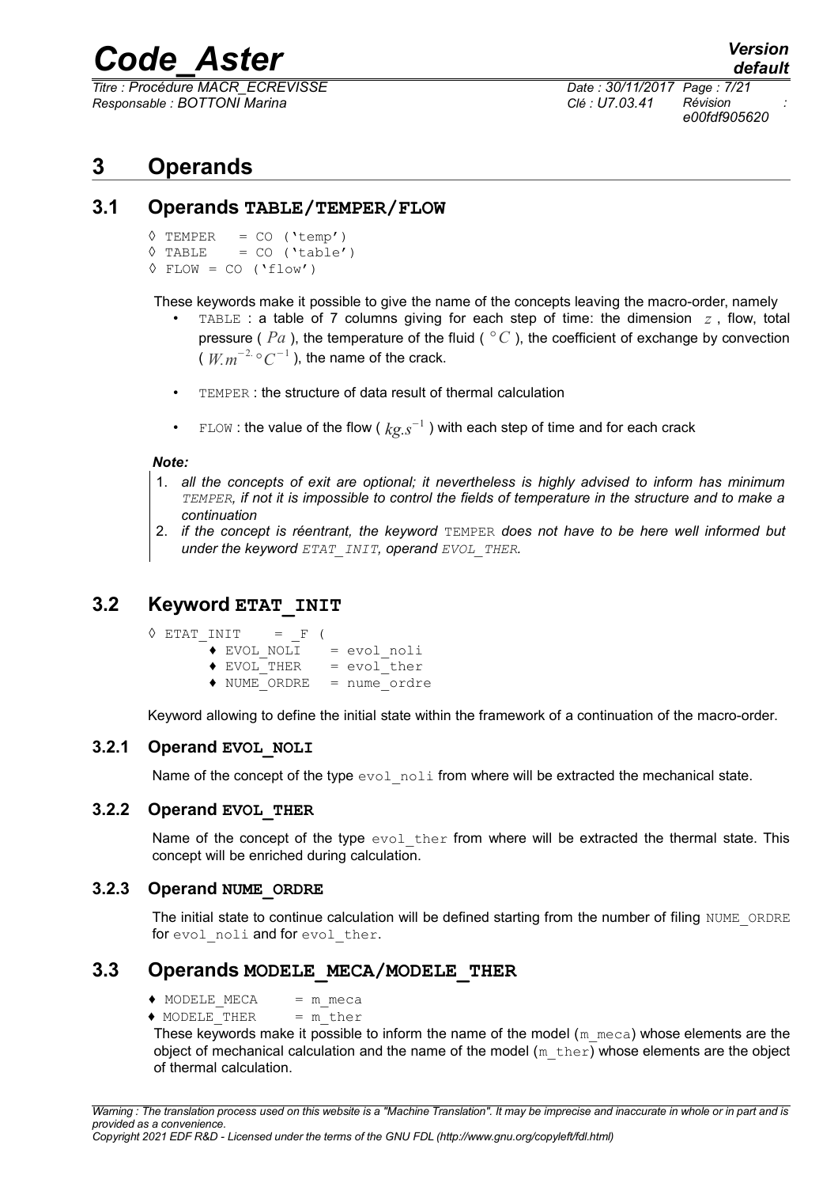# 3 Operands

## 3.1 Operands TABLE/TEMPER/FLOW

```
◊ TEMPER   = CO ('temp')
◊ TABLE    = CO ('table')
◊ FLOW = CO ('flow')
```

These keywords make it possible to give the name of the concepts leaving the macro-order, namely

- TABLE : a table of 7 columns giving for each step of time: the dimension $z$, flow, total pressure ( $Pa$ ), the temperature of the fluid ( $°C$ ), the coefficient of exchange by convection ( $W.m^{-2.}°C^{-1}$ ), the name of the crack.
- TEMPER : the structure of data result of thermal calculation
- FLOW : the value of the flow ( $kg.s^{-1}$ ) with each step of time and for each crack

***Note:***

1. *all the concepts of exit are optional; it nevertheless is highly advised to inform has minimum TEMPER, if not it is impossible to control the fields of temperature in the structure and to make a continuation*
2. *if the concept is réentrant, the keyword* TEMPER *does not have to be here well informed but under the keyword ETAT_INIT, operand EVOL_THER.*

## 3.2 Keyword ETAT_INIT

```
◊ ETAT_INIT    = _F (
      ♦ EVOL_NOLI    = evol_noli
      ♦ EVOL_THER    = evol_ther
      ♦ NUME_ORDRE   = nume_ordre
```

Keyword allowing to define the initial state within the framework of a continuation of the macro-order.

### 3.2.1 Operand EVOL_NOLI

Name of the concept of the type evol_noli from where will be extracted the mechanical state.

### 3.2.2 Operand EVOL_THER

Name of the concept of the type evol_ther from where will be extracted the thermal state. This concept will be enriched during calculation.

### 3.2.3 Operand NUME_ORDRE

The initial state to continue calculation will be defined starting from the number of filing NUME_ORDRE for evol_noli and for evol_ther.

## 3.3 Operands MODELE_MECA/MODELE_THER

```
♦ MODELE_MECA     = m_meca
♦ MODELE_THER     = m_ther
```

These keywords make it possible to inform the name of the model (m_meca) whose elements are the object of mechanical calculation and the name of the model (m_ther) whose elements are the object of thermal calculation.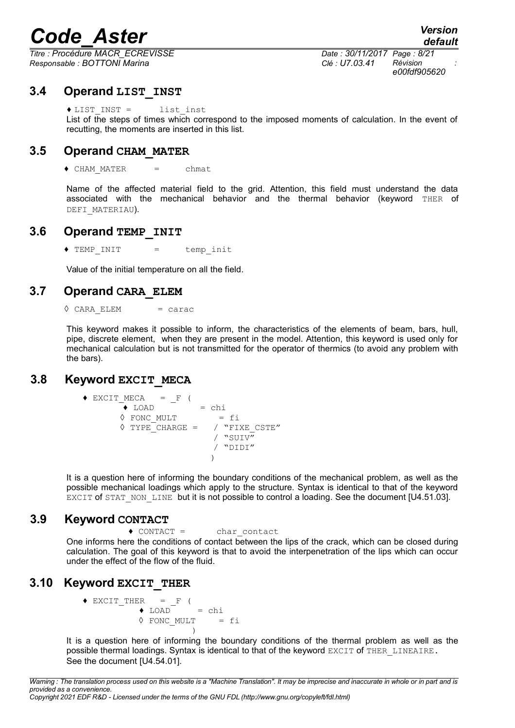## 3.4 Operand LIST_INST

♦ LIST_INST = list_inst

List of the steps of times which correspond to the imposed moments of calculation. In the event of recutting, the moments are inserted in this list.

## 3.5 Operand CHAM_MATER

♦ CHAM_MATER = chmat

Name of the affected material field to the grid. Attention, this field must understand the data associated with the mechanical behavior and the thermal behavior (keyword THER of DEFI_MATERIAU).

## 3.6 Operand TEMP_INIT

♦ TEMP_INIT = temp_init

Value of the initial temperature on all the field.

## 3.7 Operand CARA_ELEM

◊ CARA_ELEM = carac

This keyword makes it possible to inform, the characteristics of the elements of beam, bars, hull, pipe, discrete element, when they are present in the model. Attention, this keyword is used only for mechanical calculation but is not transmitted for the operator of thermics (to avoid any problem with the bars).

## 3.8 Keyword EXCIT_MECA

```
♦ EXCIT_MECA   = _F (
       ♦ LOAD          = chi
       ◊ FONC_MULT         = fi
       ◊ TYPE_CHARGE =   / "FIXE_CSTE"
                         / "SUIV"
                         / "DIDI"
                        )
```

It is a question here of informing the boundary conditions of the mechanical problem, as well as the possible mechanical loadings which apply to the structure. Syntax is identical to that of the keyword EXCIT of STAT_NON_LINE but it is not possible to control a loading. See the document [U4.51.03].

## 3.9 Keyword CONTACT

♦ CONTACT = char_contact

One informs here the conditions of contact between the lips of the crack, which can be closed during calculation. The goal of this keyword is that to avoid the interpenetration of the lips which can occur under the effect of the flow of the fluid.

## 3.10 Keyword EXCIT_THER

```
♦ EXCIT_THER   = _F (
          ♦ LOAD      = chi
          ◊ FONC_MULT     = fi
                    )
```

It is a question here of informing the boundary conditions of the thermal problem as well as the possible thermal loadings. Syntax is identical to that of the keyword EXCIT of THER_LINEAIRE. See the document [U4.54.01].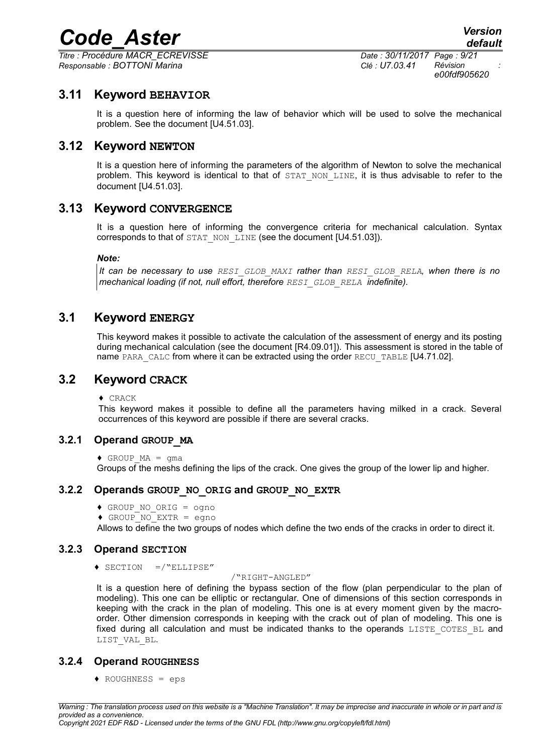## 3.11 Keyword BEHAVIOR

It is a question here of informing the law of behavior which will be used to solve the mechanical problem. See the document [U4.51.03].

## 3.12 Keyword NEWTON

It is a question here of informing the parameters of the algorithm of Newton to solve the mechanical problem. This keyword is identical to that of STAT_NON_LINE, it is thus advisable to refer to the document [U4.51.03].

## 3.13 Keyword CONVERGENCE

It is a question here of informing the convergence criteria for mechanical calculation. Syntax corresponds to that of STAT_NON_LINE (see the document [U4.51.03]).

***Note:***

*It can be necessary to use RESI_GLOB_MAXI rather than RESI_GLOB_RELA, when there is no mechanical loading (if not, null effort, therefore RESI_GLOB_RELA indefinite).*

## 3.1 Keyword ENERGY

This keyword makes it possible to activate the calculation of the assessment of energy and its posting during mechanical calculation (see the document [R4.09.01]). This assessment is stored in the table of name PARA_CALC from where it can be extracted using the order RECU_TABLE [U4.71.02].

## 3.2 Keyword CRACK

♦ CRACK

This keyword makes it possible to define all the parameters having milked in a crack. Several occurrences of this keyword are possible if there are several cracks.

### 3.2.1 Operand GROUP_MA

♦ GROUP_MA = gma

Groups of the meshs defining the lips of the crack. One gives the group of the lower lip and higher.

### 3.2.2 Operands GROUP_NO_ORIG and GROUP_NO_EXTR

♦ GROUP_NO_ORIG = ogno

♦ GROUP_NO_EXTR = egno

Allows to define the two groups of nodes which define the two ends of the cracks in order to direct it.

### 3.2.3 Operand SECTION

♦ SECTION =/"ELLIPSE"

/"RIGHT-ANGLED"

It is a question here of defining the bypass section of the flow (plan perpendicular to the plan of modeling). This one can be elliptic or rectangular. One of dimensions of this section corresponds in keeping with the crack in the plan of modeling. This one is at every moment given by the macro-order. Other dimension corresponds in keeping with the crack out of plan of modeling. This one is fixed during all calculation and must be indicated thanks to the operands LISTE_COTES_BL and LIST_VAL_BL.

### 3.2.4 Operand ROUGHNESS

♦ ROUGHNESS = eps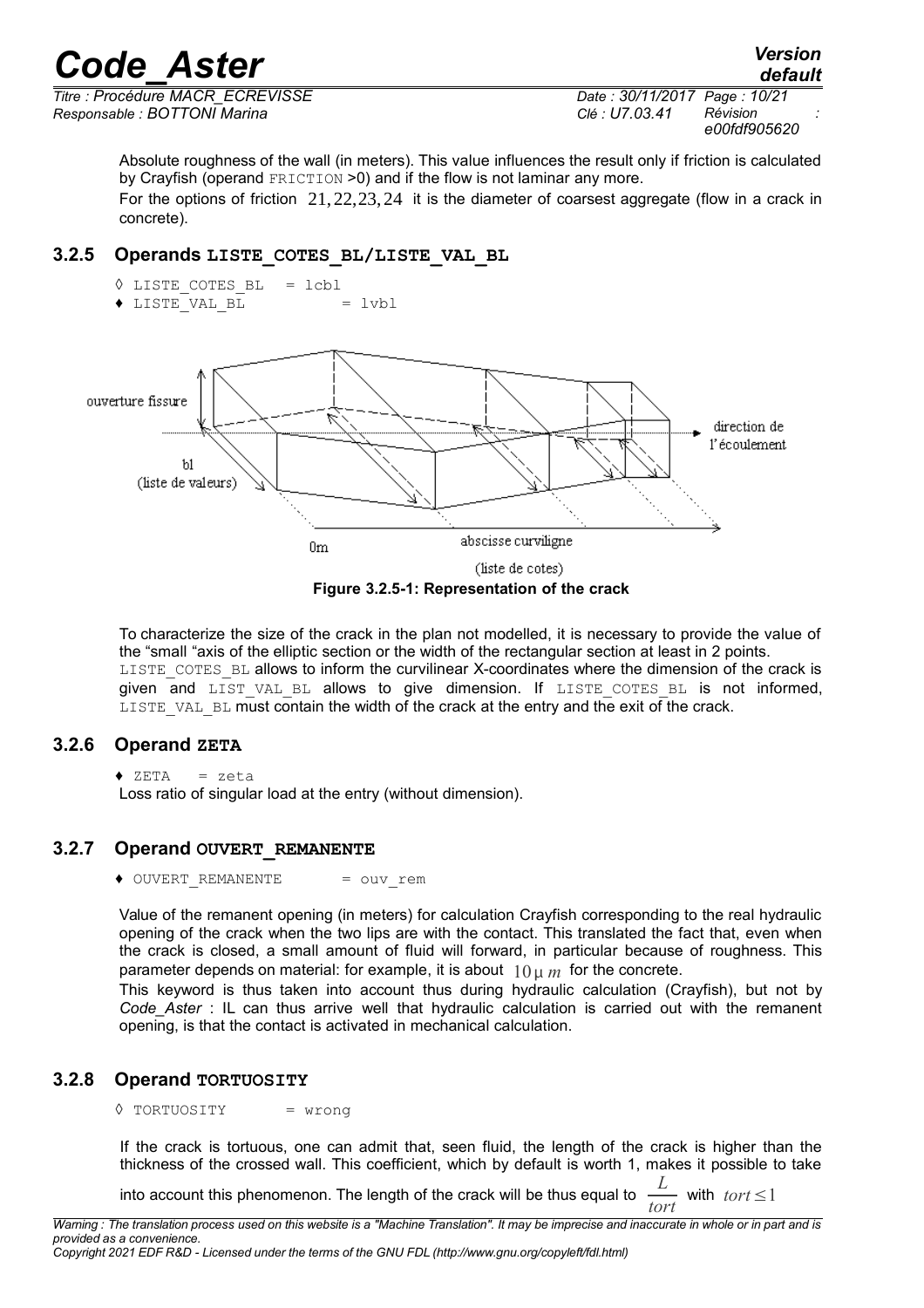Absolute roughness of the wall (in meters). This value influences the result only if friction is calculated by Crayfish (operand FRICTION >0) and if the flow is not laminar any more.

For the options of friction $21, 22, 23, 24$ it is the diameter of coarsest aggregate (flow in a crack in concrete).

### 3.2.5 Operands LISTE_COTES_BL/LISTE_VAL_BL

◊ LISTE_COTES_BL = lcbl

♦ LISTE_VAL_BL = lvbl

ouverture fissure

bl

(liste de valeurs)

direction de l'écoulement

0m

abscisse curviligne

(liste de cotes)

**Figure 3.2.5-1: Representation of the crack**

To characterize the size of the crack in the plan not modelled, it is necessary to provide the value of the "small "axis of the elliptic section or the width of the rectangular section at least in 2 points. LISTE_COTES_BL allows to inform the curvilinear X-coordinates where the dimension of the crack is given and LIST_VAL_BL allows to give dimension. If LISTE_COTES_BL is not informed, LISTE_VAL_BL must contain the width of the crack at the entry and the exit of the crack.

### 3.2.6 Operand ZETA

♦ ZETA = zeta

Loss ratio of singular load at the entry (without dimension).

### 3.2.7 Operand OUVERT_REMANENTE

♦ OUVERT_REMANENTE = ouv_rem

Value of the remanent opening (in meters) for calculation Crayfish corresponding to the real hydraulic opening of the crack when the two lips are with the contact. This translated the fact that, even when the crack is closed, a small amount of fluid will forward, in particular because of roughness. This parameter depends on material: for example, it is about $10\,\mu\,m$ for the concrete.

This keyword is thus taken into account thus during hydraulic calculation (Crayfish), but not by *Code_Aster* : IL can thus arrive well that hydraulic calculation is carried out with the remanent opening, is that the contact is activated in mechanical calculation.

### 3.2.8 Operand TORTUOSITY

◊ TORTUOSITY = wrong

If the crack is tortuous, one can admit that, seen fluid, the length of the crack is higher than the thickness of the crossed wall. This coefficient, which by default is worth 1, makes it possible to take into account this phenomenon. The length of the crack will be thus equal to $\frac{L}{tort}$ with $tort \leq 1$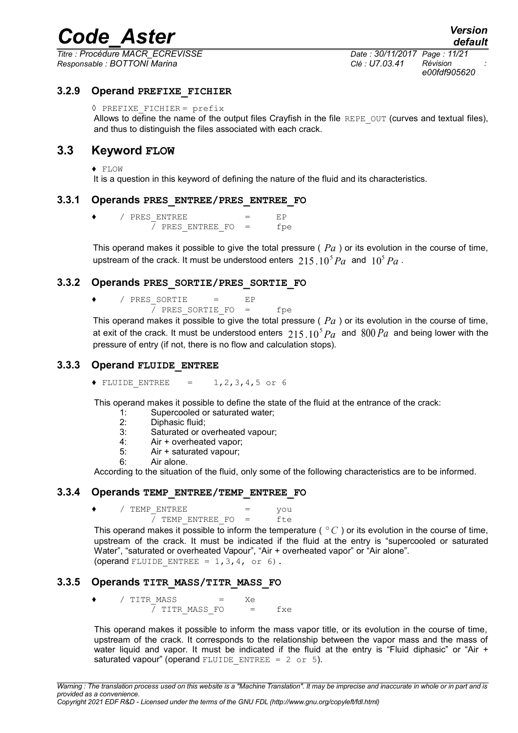### 3.2.9 Operand PREFIXE_FICHIER

◊ PREFIXE_FICHIER = prefix

Allows to define the name of the output files Crayfish in the file REPE_OUT (curves and textual files), and thus to distinguish the files associated with each crack.

## 3.3 Keyword FLOW

♦ FLOW

It is a question in this keyword of defining the nature of the fluid and its characteristics.

### 3.3.1 Operands PRES_ENTREE/PRES_ENTREE_FO

```
♦    / PRES_ENTREE          =     EP
         / PRES_ENTREE_FO   =     fpe
```

This operand makes it possible to give the total pressure ( $Pa$ ) or its evolution in the course of time, upstream of the crack. It must be understood enters $215.10^5 Pa$ and $10^5 Pa$ .

### 3.3.2 Operands PRES_SORTIE/PRES_SORTIE_FO

```
♦    / PRES_SORTIE     =     EP
         / PRES_SORTIE_FO   =     fpe
```

This operand makes it possible to give the total pressure ( $Pa$ ) or its evolution in the course of time, at exit of the crack. It must be understood enters $215.10^5 Pa$ and $800 Pa$ and being lower with the pressure of entry (if not, there is no flow and calculation stops).

### 3.3.3 Operand FLUIDE_ENTREE

♦ FLUIDE_ENTREE = 1,2,3,4,5 or 6

This operand makes it possible to define the state of the fluid at the entrance of the crack:

1: Supercooled or saturated water;
2: Diphasic fluid;
3: Saturated or overheated vapour;
4: Air + overheated vapor;
5: Air + saturated vapour;
6: Air alone.

According to the situation of the fluid, only some of the following characteristics are to be informed.

### 3.3.4 Operands TEMP_ENTREE/TEMP_ENTREE_FO

```
♦    / TEMP_ENTREE          =     you
         / TEMP_ENTREE_FO   =     fte
```

This operand makes it possible to inform the temperature ( $°C$ ) or its evolution in the course of time, upstream of the crack. It must be indicated if the fluid at the entry is "supercooled or saturated Water", "saturated or overheated Vapour", "Air + overheated vapor" or "Air alone". (operand FLUIDE_ENTREE = 1,3,4, or 6).

### 3.3.5 Operands TITR_MASS/TITR_MASS_FO

```
♦    / TITR_MASS        =     Xe
         / TITR_MASS_FO     =     fxe
```

This operand makes it possible to inform the mass vapor title, or its evolution in the course of time, upstream of the crack. It corresponds to the relationship between the vapor mass and the mass of water liquid and vapor. It must be indicated if the fluid at the entry is "Fluid diphasic" or "Air + saturated vapour" (operand FLUIDE_ENTREE = 2 or 5).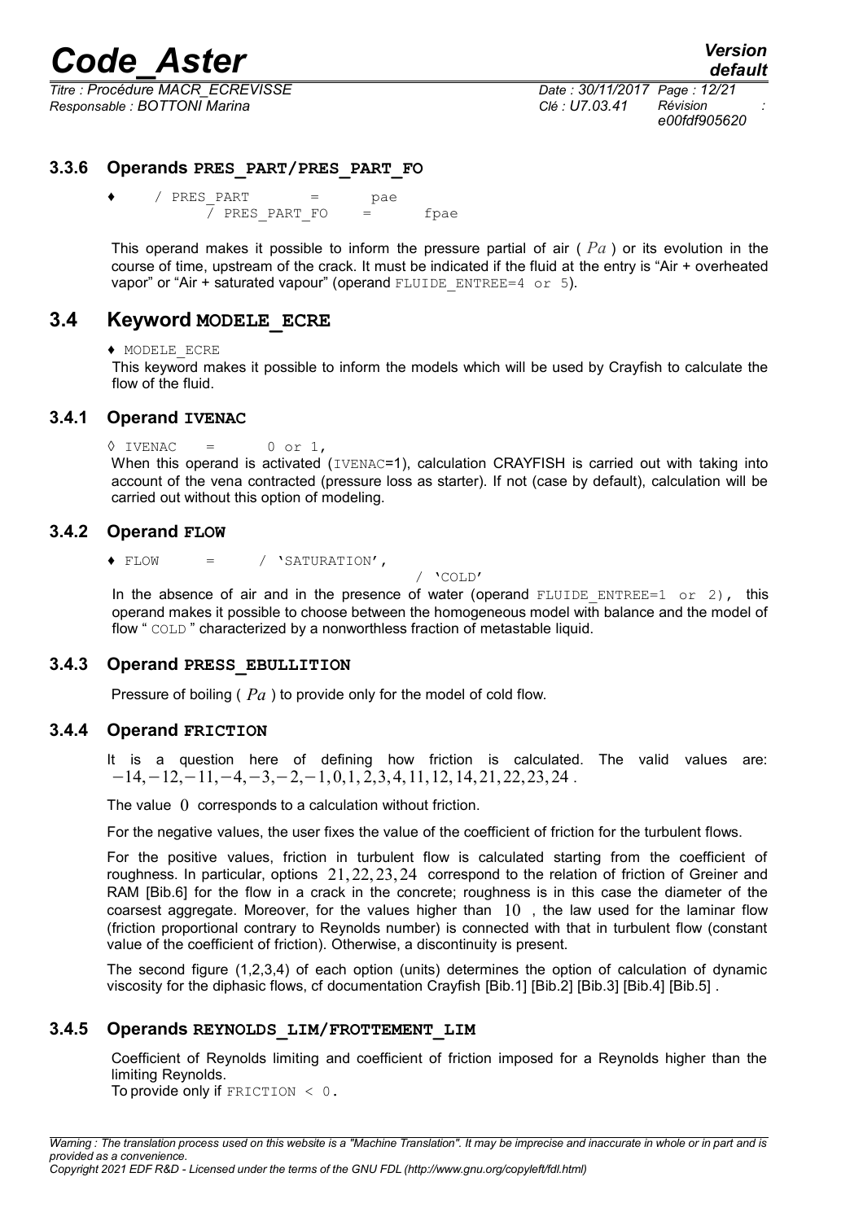### 3.3.6 Operands **PRES_PART/PRES_PART_FO**

♦ / PRES_PART = pae
  / PRES_PART_FO = fpae

This operand makes it possible to inform the pressure partial of air ( $Pa$ ) or its evolution in the course of time, upstream of the crack. It must be indicated if the fluid at the entry is "Air + overheated vapor" or "Air + saturated vapour" (operand FLUIDE_ENTREE=4 or 5).

## 3.4 Keyword **MODELE_ECRE**

♦ MODELE_ECRE

This keyword makes it possible to inform the models which will be used by Crayfish to calculate the flow of the fluid.

### 3.4.1 Operand **IVENAC**

◊ IVENAC = 0 or 1,

When this operand is activated (IVENAC=1), calculation CRAYFISH is carried out with taking into account of the vena contracted (pressure loss as starter). If not (case by default), calculation will be carried out without this option of modeling.

### 3.4.2 Operand **FLOW**

♦ FLOW = / 'SATURATION',
  / 'COLD'

In the absence of air and in the presence of water (operand FLUIDE_ENTREE=1 or 2), this operand makes it possible to choose between the homogeneous model with balance and the model of flow " COLD " characterized by a nonworthless fraction of metastable liquid.

### 3.4.3 Operand **PRESS_EBULLITION**

Pressure of boiling ( $Pa$ ) to provide only for the model of cold flow.

### 3.4.4 Operand **FRICTION**

It is a question here of defining how friction is calculated. The valid values are: $-14, -12, -11, -4, -3, -2, -1, 0, 1, 2, 3, 4, 11, 12, 14, 21, 22, 23, 24$ .

The value $0$ corresponds to a calculation without friction.

For the negative values, the user fixes the value of the coefficient of friction for the turbulent flows.

For the positive values, friction in turbulent flow is calculated starting from the coefficient of roughness. In particular, options $21, 22, 23, 24$ correspond to the relation of friction of Greiner and RAM [Bib.6] for the flow in a crack in the concrete; roughness is in this case the diameter of the coarsest aggregate. Moreover, for the values higher than $10$ , the law used for the laminar flow (friction proportional contrary to Reynolds number) is connected with that in turbulent flow (constant value of the coefficient of friction). Otherwise, a discontinuity is present.

The second figure (1,2,3,4) of each option (units) determines the option of calculation of dynamic viscosity for the diphasic flows, cf documentation Crayfish [Bib.1] [Bib.2] [Bib.3] [Bib.4] [Bib.5] .

### 3.4.5 Operands **REYNOLDS_LIM/FROTTEMENT_LIM**

Coefficient of Reynolds limiting and coefficient of friction imposed for a Reynolds higher than the limiting Reynolds.
To provide only if FRICTION < 0.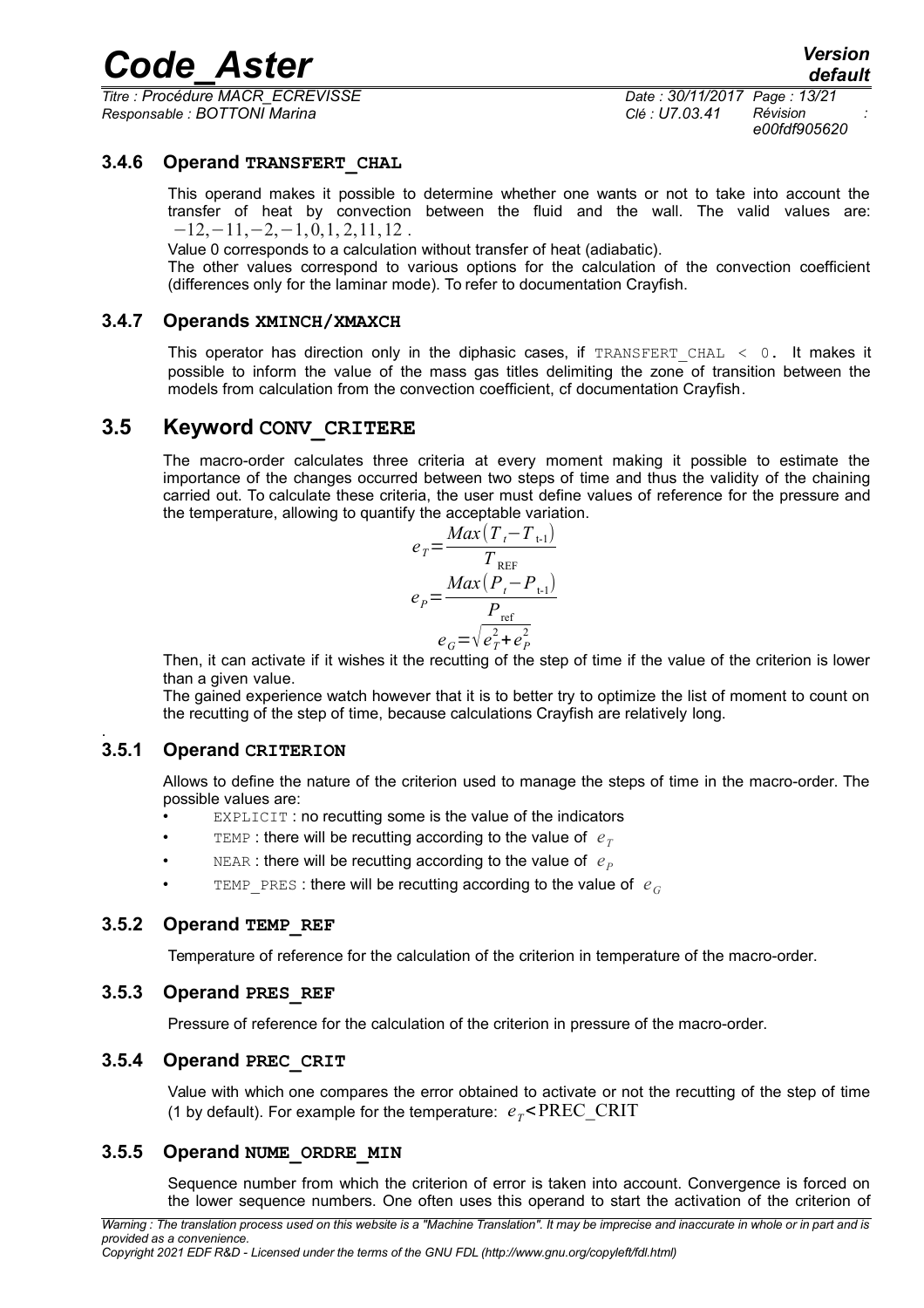### 3.4.6 Operand **TRANSFERT_CHAL**

This operand makes it possible to determine whether one wants or not to take into account the transfer of heat by convection between the fluid and the wall. The valid values are: $-12, -11, -2, -1, 0, 1, 2, 11, 12$ .

Value 0 corresponds to a calculation without transfer of heat (adiabatic).

The other values correspond to various options for the calculation of the convection coefficient (differences only for the laminar mode). To refer to documentation Crayfish.

### 3.4.7 Operands **XMINCH/XMAXCH**

This operator has direction only in the diphasic cases, if TRANSFERT_CHAL < 0. It makes it possible to inform the value of the mass gas titles delimiting the zone of transition between the models from calculation from the convection coefficient, cf documentation Crayfish.

## 3.5 Keyword **CONV_CRITERE**

The macro-order calculates three criteria at every moment making it possible to estimate the importance of the changes occurred between two steps of time and thus the validity of the chaining carried out. To calculate these criteria, the user must define values of reference for the pressure and the temperature, allowing to quantify the acceptable variation.

$$e_T = \frac{Max(T_t - T_{t-1})}{T_{\mathrm{REF}}}$$

$$e_P = \frac{Max(P_t - P_{t-1})}{P_{\mathrm{ref}}}$$

$$e_G = \sqrt{e_T^2 + e_P^2}$$

Then, it can activate if it wishes it the recutting of the step of time if the value of the criterion is lower than a given value.

The gained experience watch however that it is to better try to optimize the list of moment to count on the recutting of the step of time, because calculations Crayfish are relatively long.

### 3.5.1 Operand **CRITERION**

Allows to define the nature of the criterion used to manage the steps of time in the macro-order. The possible values are:

- EXPLICIT : no recutting some is the value of the indicators
- TEMP : there will be recutting according to the value of $e_T$
- NEAR : there will be recutting according to the value of $e_P$
- TEMP_PRES : there will be recutting according to the value of $e_G$

### 3.5.2 Operand **TEMP_REF**

Temperature of reference for the calculation of the criterion in temperature of the macro-order.

### 3.5.3 Operand **PRES_REF**

Pressure of reference for the calculation of the criterion in pressure of the macro-order.

### 3.5.4 Operand **PREC_CRIT**

Value with which one compares the error obtained to activate or not the recutting of the step of time (1 by default). For example for the temperature: $e_T < \mathrm{PREC\_CRIT}$

### 3.5.5 Operand **NUME_ORDRE_MIN**

Sequence number from which the criterion of error is taken into account. Convergence is forced on the lower sequence numbers. One often uses this operand to start the activation of the criterion of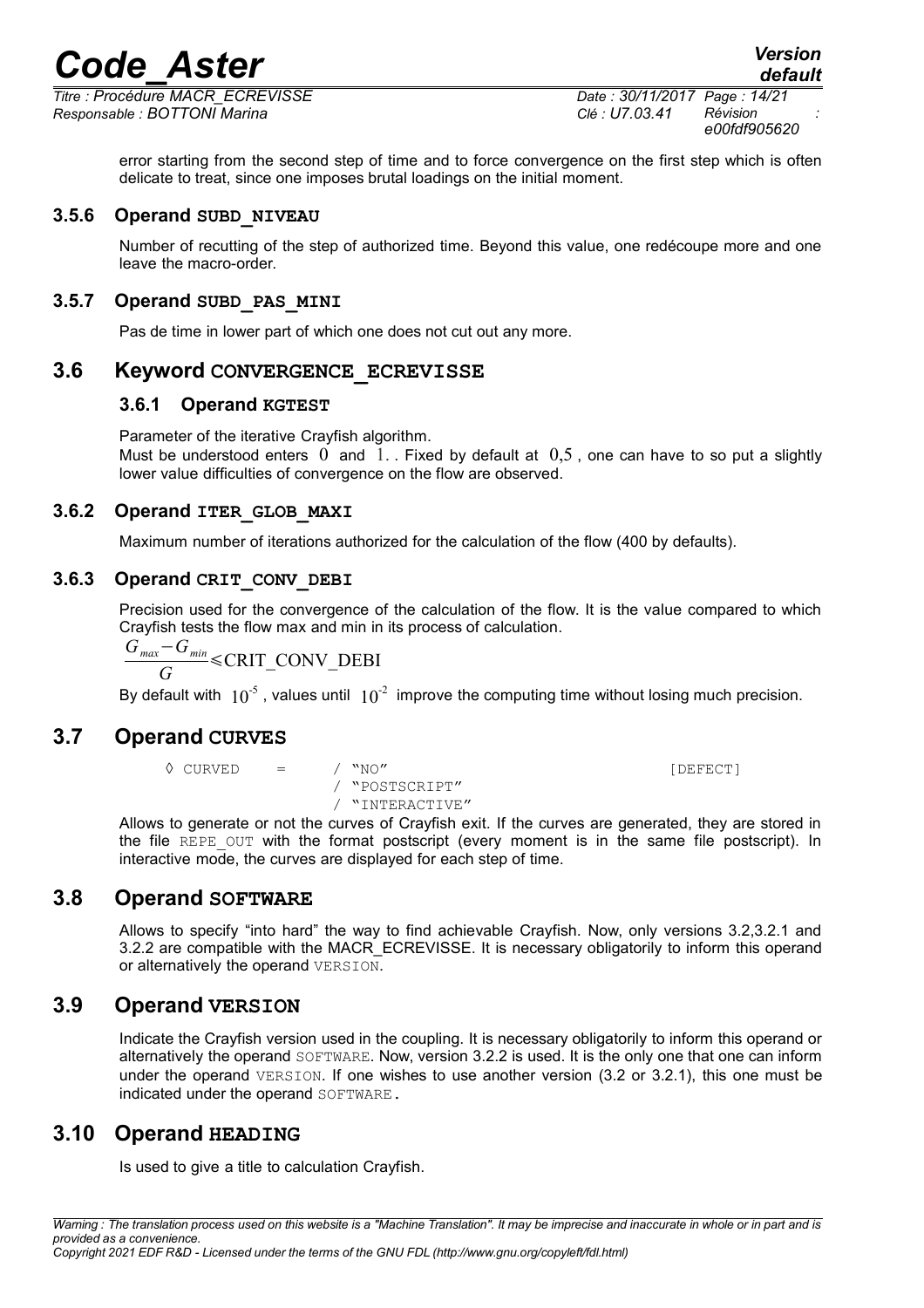error starting from the second step of time and to force convergence on the first step which is often delicate to treat, since one imposes brutal loadings on the initial moment.

### 3.5.6 Operand SUBD_NIVEAU

Number of recutting of the step of authorized time. Beyond this value, one redécoupe more and one leave the macro-order.

### 3.5.7 Operand SUBD_PAS_MINI

Pas de time in lower part of which one does not cut out any more.

## 3.6 Keyword CONVERGENCE_ECREVISSE

### 3.6.1 Operand KGTEST

Parameter of the iterative Crayfish algorithm.
Must be understood enters $0$ and $1.$. Fixed by default at $0{,}5$, one can have to so put a slightly lower value difficulties of convergence on the flow are observed.

### 3.6.2 Operand ITER_GLOB_MAXI

Maximum number of iterations authorized for the calculation of the flow (400 by defaults).

### 3.6.3 Operand CRIT_CONV_DEBI

Precision used for the convergence of the calculation of the flow. It is the value compared to which Crayfish tests the flow max and min in its process of calculation.

$$\frac{G_{max}-G_{min}}{G}\leqslant \text{CRIT\_CONV\_DEBI}$$

By default with $10^{-5}$, values until $10^{-2}$ improve the computing time without losing much precision.

## 3.7 Operand CURVES

```
◊ CURVED    =    / "NO"                          [DEFECT]
                 / "POSTSCRIPT"
                 / "INTERACTIVE"
```

Allows to generate or not the curves of Crayfish exit. If the curves are generated, they are stored in the file REPE_OUT with the format postscript (every moment is in the same file postscript). In interactive mode, the curves are displayed for each step of time.

## 3.8 Operand SOFTWARE

Allows to specify "into hard" the way to find achievable Crayfish. Now, only versions 3.2,3.2.1 and 3.2.2 are compatible with the MACR_ECREVISSE. It is necessary obligatorily to inform this operand or alternatively the operand VERSION.

## 3.9 Operand VERSION

Indicate the Crayfish version used in the coupling. It is necessary obligatorily to inform this operand or alternatively the operand SOFTWARE. Now, version 3.2.2 is used. It is the only one that one can inform under the operand VERSION. If one wishes to use another version (3.2 or 3.2.1), this one must be indicated under the operand SOFTWARE.

## 3.10 Operand HEADING

Is used to give a title to calculation Crayfish.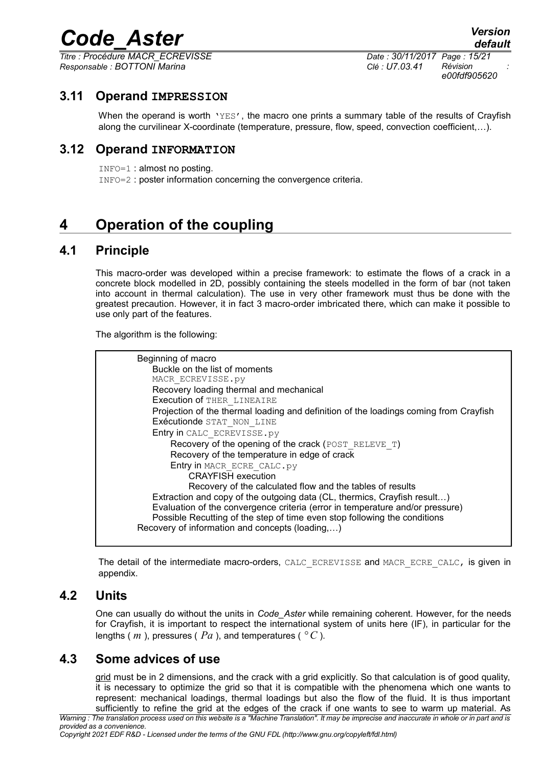## 3.11 Operand IMPRESSION

When the operand is worth 'YES', the macro one prints a summary table of the results of Crayfish along the curvilinear X-coordinate (temperature, pressure, flow, speed, convection coefficient,…).

## 3.12 Operand INFORMATION

INFO=1 : almost no posting.
INFO=2 : poster information concerning the convergence criteria.

# 4 Operation of the coupling

## 4.1 Principle

This macro-order was developed within a precise framework: to estimate the flows of a crack in a concrete block modelled in 2D, possibly containing the steels modelled in the form of bar (not taken into account in thermal calculation). The use in very other framework must thus be done with the greatest precaution. However, it in fact 3 macro-order imbricated there, which can make it possible to use only part of the features.

The algorithm is the following:

```
Beginning of macro
    Buckle on the list of moments
    MACR_ECREVISSE.py
    Recovery loading thermal and mechanical
    Execution of THER_LINEAIRE
    Projection of the thermal loading and definition of the loadings coming from Crayfish
    Exécutionde STAT_NON_LINE
    Entry in CALC_ECREVISSE.py
         Recovery of the opening of the crack (POST_RELEVE_T)
         Recovery of the temperature in edge of crack
         Entry in MACR_ECRE_CALC.py
              CRAYFISH execution
              Recovery of the calculated flow and the tables of results
    Extraction and copy of the outgoing data (CL, thermics, Crayfish result…)
    Evaluation of the convergence criteria (error in temperature and/or pressure)
    Possible Recutting of the step of time even stop following the conditions
Recovery of information and concepts (loading,…)
```

The detail of the intermediate macro-orders, CALC_ECREVISSE and MACR_ECRE_CALC, is given in appendix.

## 4.2 Units

One can usually do without the units in *Code_Aster* while remaining coherent. However, for the needs for Crayfish, it is important to respect the international system of units here (IF), in particular for the lengths ( $m$ ), pressures ( $Pa$ ), and temperatures ( $°C$ ).

## 4.3 Some advices of use

grid must be in 2 dimensions, and the crack with a grid explicitly. So that calculation is of good quality, it is necessary to optimize the grid so that it is compatible with the phenomena which one wants to represent: mechanical loadings, thermal loadings but also the flow of the fluid. It is thus important sufficiently to refine the grid at the edges of the crack if one wants to see to warm up material. As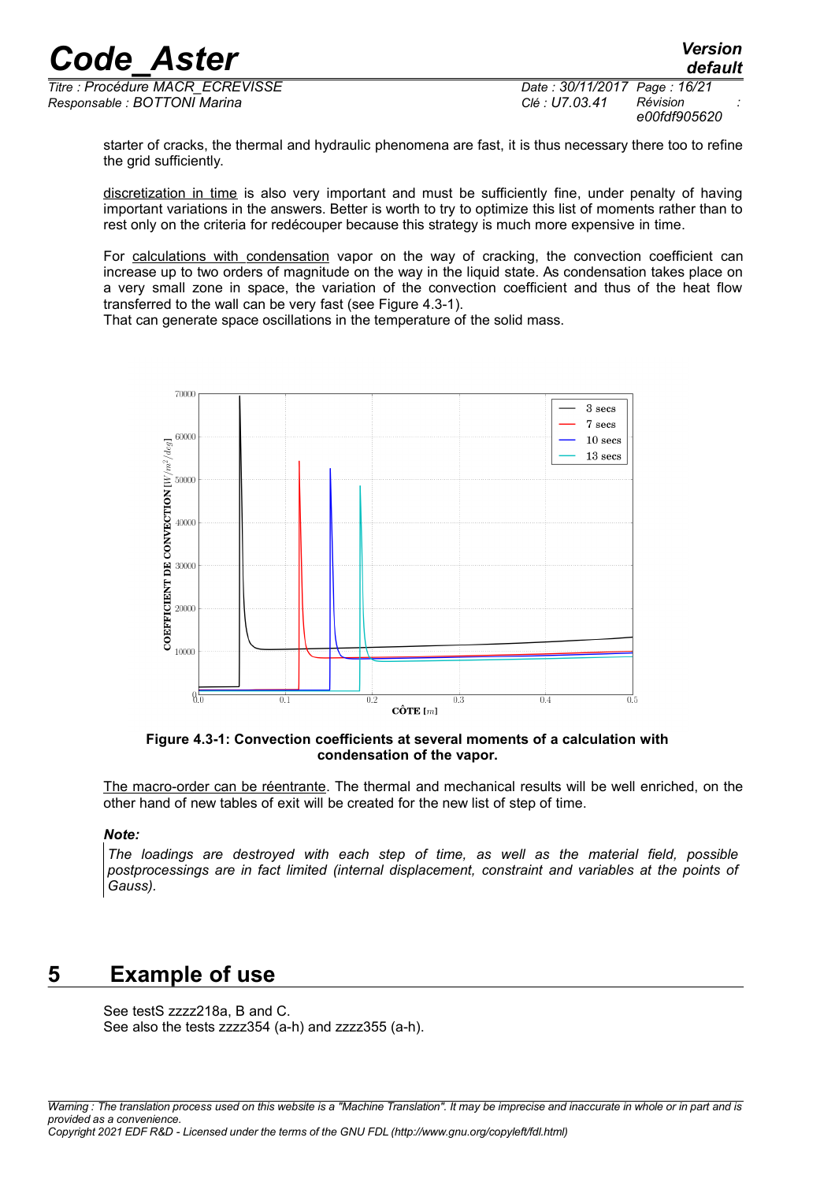starter of cracks, the thermal and hydraulic phenomena are fast, it is thus necessary there too to refine the grid sufficiently.

discretization in time is also very important and must be sufficiently fine, under penalty of having important variations in the answers. Better is worth to try to optimize this list of moments rather than to rest only on the criteria for redécouper because this strategy is much more expensive in time.

For calculations with condensation vapor on the way of cracking, the convection coefficient can increase up to two orders of magnitude on the way in the liquid state. As condensation takes place on a very small zone in space, the variation of the convection coefficient and thus of the heat flow transferred to the wall can be very fast (see Figure 4.3-1).
That can generate space oscillations in the temperature of the solid mass.

COEFFICIENT DE CONVECTION $[W/m^2/deg]$

70000
60000
50000
40000
30000
20000
10000
0

0.0
0.1
0.2
0.3
0.4
0.5

CÔTE $[m]$

3 secs
7 secs
10 secs
13 secs

**Figure 4.3-1: Convection coefficients at several moments of a calculation with condensation of the vapor.**

The macro-order can be réentrante. The thermal and mechanical results will be well enriched, on the other hand of new tables of exit will be created for the new list of step of time.

***Note:***

*The loadings are destroyed with each step of time, as well as the material field, possible postprocessings are in fact limited (internal displacement, constraint and variables at the points of Gauss).*

# 5 Example of use

See testS zzzz218a, B and C.
See also the tests zzzz354 (a-h) and zzzz355 (a-h).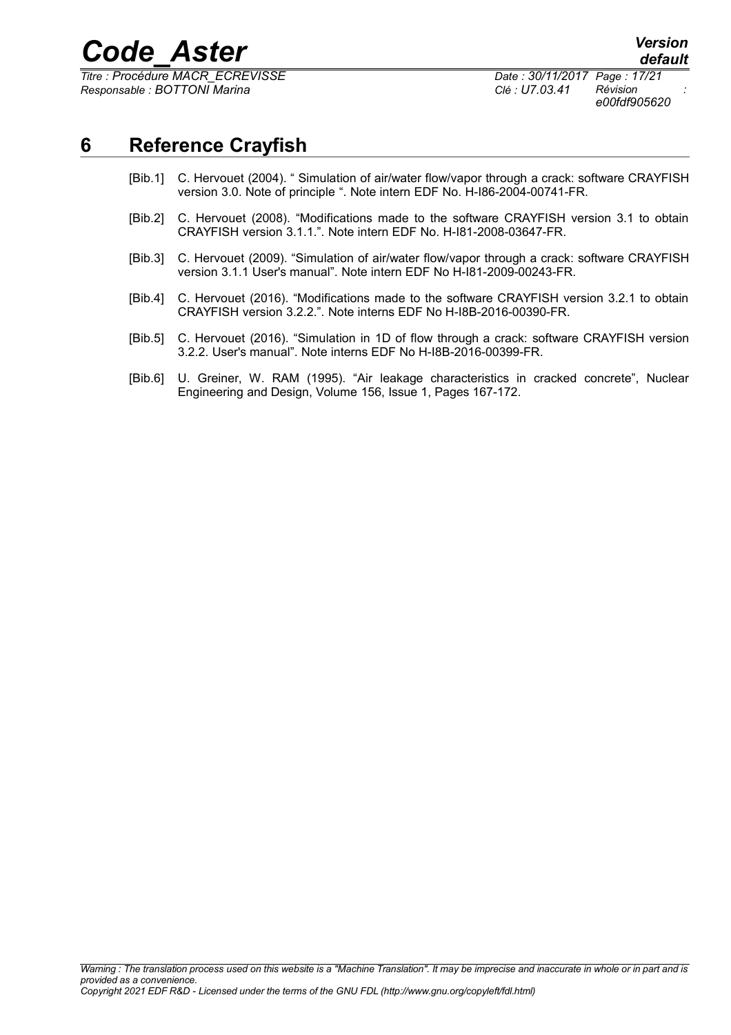# 6 Reference Crayfish

[Bib.1] C. Hervouet (2004). " Simulation of air/water flow/vapor through a crack: software CRAYFISH version 3.0. Note of principle ". Note intern EDF No. H-I86-2004-00741-FR.

[Bib.2] C. Hervouet (2008). "Modifications made to the software CRAYFISH version 3.1 to obtain CRAYFISH version 3.1.1.". Note intern EDF No. H-I81-2008-03647-FR.

[Bib.3] C. Hervouet (2009). "Simulation of air/water flow/vapor through a crack: software CRAYFISH version 3.1.1 User's manual". Note intern EDF No H-I81-2009-00243-FR.

[Bib.4] C. Hervouet (2016). "Modifications made to the software CRAYFISH version 3.2.1 to obtain CRAYFISH version 3.2.2.". Note interns EDF No H-I8B-2016-00390-FR.

[Bib.5] C. Hervouet (2016). "Simulation in 1D of flow through a crack: software CRAYFISH version 3.2.2. User's manual". Note interns EDF No H-I8B-2016-00399-FR.

[Bib.6] U. Greiner, W. RAM (1995). "Air leakage characteristics in cracked concrete", Nuclear Engineering and Design, Volume 156, Issue 1, Pages 167-172.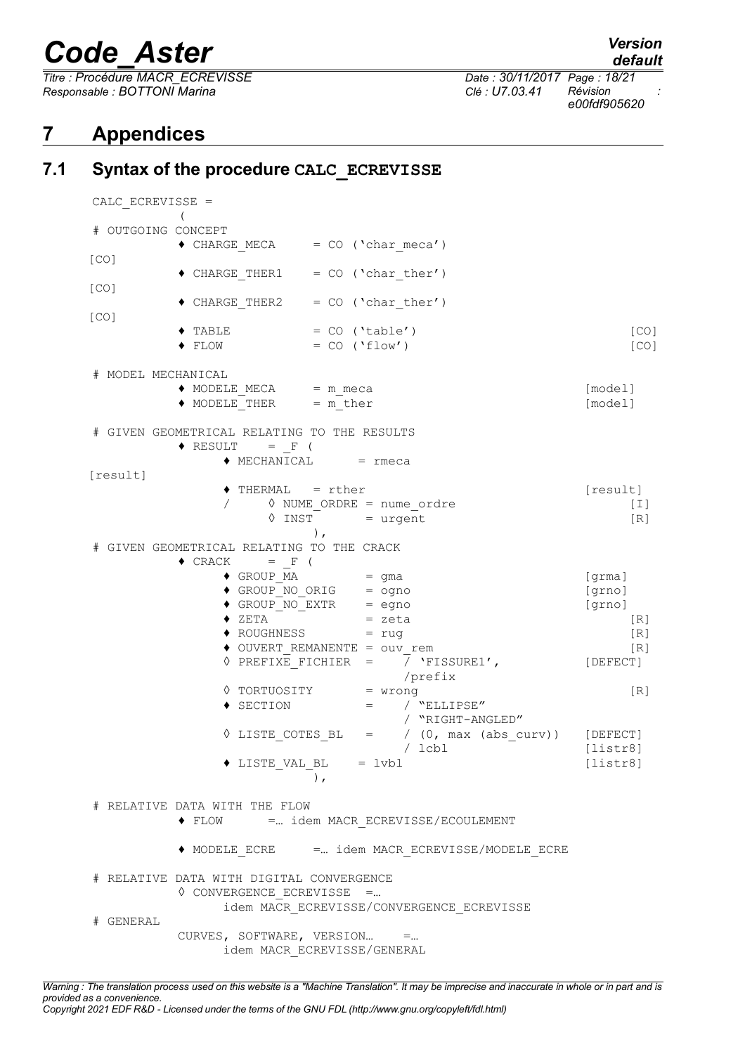# 7 Appendices

## 7.1 Syntax of the procedure CALC_ECREVISSE

```
CALC_ECREVISSE =
        (
# OUTGOING CONCEPT
        ♦ CHARGE_MECA      = CO ('char_meca')                        [CO]
        ♦ CHARGE_THER1     = CO ('char_ther')                        [CO]
        ♦ CHARGE_THER2     = CO ('char_ther')                        [CO]
        ♦ TABLE            = CO ('table')                            [CO]
        ♦ FLOW             = CO ('flow')                             [CO]

# MODEL MECHANICAL
        ♦ MODELE_MECA      = m_meca                                  [model]
        ♦ MODELE_THER      = m_ther                                  [model]

# GIVEN GEOMETRICAL RELATING TO THE RESULTS
        ♦ RESULT    = _F (
              ♦ MECHANICAL      = rmeca                              [result]
              ♦ THERMAL   = rther                                    [result]
              /     ◊ NUME_ORDRE = nume_ordre                        [I]
                    ◊ INST       = urgent                            [R]
                        ),
# GIVEN GEOMETRICAL RELATING TO THE CRACK
        ♦ CRACK     = _F (
              ♦ GROUP_MA          = gma                              [grma]
              ♦ GROUP_NO_ORIG     = ogno                             [grno]
              ♦ GROUP_NO_EXTR     = egno                             [grno]
              ♦ ZETA              = zeta                             [R]
              ♦ ROUGHNESS         = rug                              [R]
              ♦ OUVERT_REMANENTE = ouv_rem                           [R]
              ◊ PREFIXE_FICHIER  =    / 'FISSURE1',                  [DEFECT]
                                      /prefix
              ◊ TORTUOSITY        = wrong                            [R]
              ♦ SECTION           =    / "ELLIPSE"
                                       / "RIGHT-ANGLED"
              ◊ LISTE_COTES_BL   =    / (0, max (abs_curv))          [DEFECT]
                                       / lcbl                        [listr8]
              ♦ LISTE_VAL_BL     = lvbl                              [listr8]
                        ),

# RELATIVE DATA WITH THE FLOW
        ♦ FLOW       =… idem MACR_ECREVISSE/ECOULEMENT

        ♦ MODELE_ECRE      =… idem MACR_ECREVISSE/MODELE_ECRE

# RELATIVE DATA WITH DIGITAL CONVERGENCE
        ◊ CONVERGENCE_ECREVISSE  =…
              idem MACR_ECREVISSE/CONVERGENCE_ECREVISSE
# GENERAL
        CURVES, SOFTWARE, VERSION…    =…
              idem MACR_ECREVISSE/GENERAL
```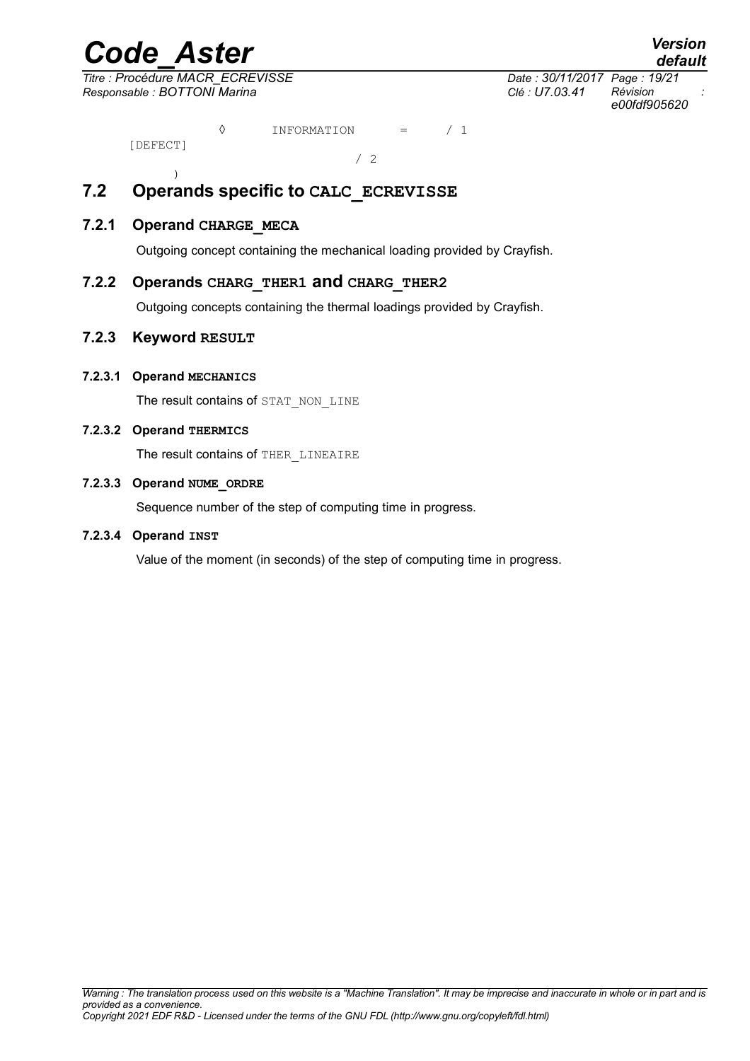```
      ◊   INFORMATION   =   / 1   [DEFECT]
                             / 2
)
```

## 7.2 Operands specific to CALC_ECREVISSE

### 7.2.1 Operand CHARGE_MECA

Outgoing concept containing the mechanical loading provided by Crayfish.

### 7.2.2 Operands CHARG_THER1 and CHARG_THER2

Outgoing concepts containing the thermal loadings provided by Crayfish.

### 7.2.3 Keyword RESULT

#### 7.2.3.1 Operand MECHANICS

The result contains of STAT_NON_LINE

#### 7.2.3.2 Operand THERMICS

The result contains of THER_LINEAIRE

#### 7.2.3.3 Operand NUME_ORDRE

Sequence number of the step of computing time in progress.

#### 7.2.3.4 Operand INST

Value of the moment (in seconds) of the step of computing time in progress.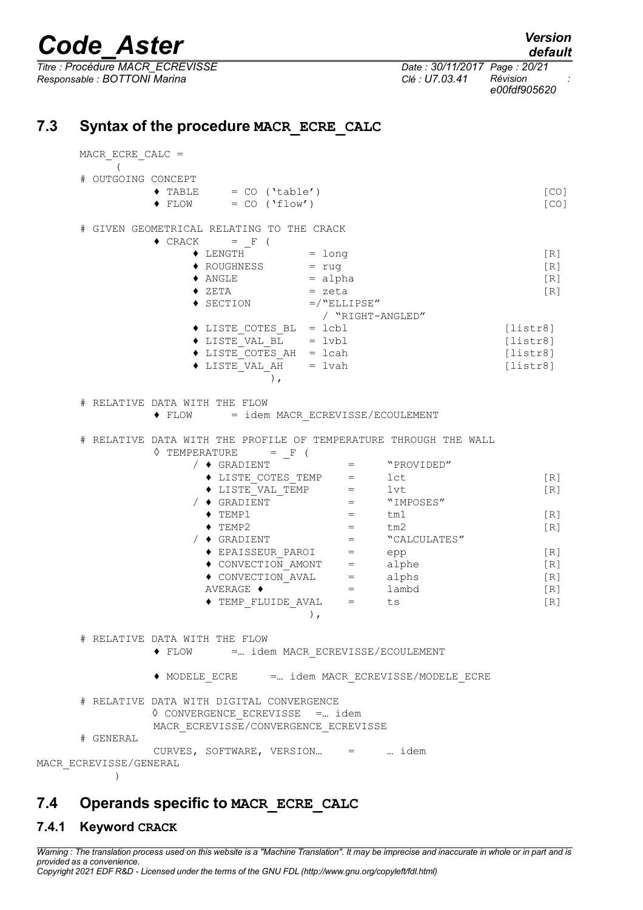## 7.3 Syntax of the procedure MACR_ECRE_CALC

```
MACR_ECRE_CALC =
      (
# OUTGOING CONCEPT
           ♦ TABLE     = CO ('table')                                          [CO]
           ♦ FLOW      = CO ('flow')                                           [CO]

# GIVEN GEOMETRICAL RELATING TO THE CRACK
           ♦ CRACK     = _F (
                 ♦ LENGTH           = long                                     [R]
                 ♦ ROUGHNESS        = rug                                      [R]
                 ♦ ANGLE            = alpha                                    [R]
                 ♦ ZETA             = zeta                                     [R]
                 ♦ SECTION          =/"ELLIPSE"
                                     / "RIGHT-ANGLED"
                 ♦ LISTE_COTES_BL  = lcbl                                  [listr8]
                 ♦ LISTE_VAL_BL    = lvbl                                  [listr8]
                 ♦ LISTE_COTES_AH  = lcah                                  [listr8]
                 ♦ LISTE_VAL_AH    = lvah                                  [listr8]
                          ),

# RELATIVE DATA WITH THE FLOW
           ♦ FLOW      = idem MACR_ECREVISSE/ECOULEMENT

# RELATIVE DATA WITH THE PROFILE OF TEMPERATURE THROUGH THE WALL
           ◊ TEMPERATURE     = _F (
                 / ♦ GRADIENT             =     "PROVIDED"
                   ♦ LISTE_COTES_TEMP    =     lct                            [R]
                   ♦ LISTE_VAL_TEMP      =     lvt                            [R]
                 / ♦ GRADIENT             =     "IMPOSES"
                   ♦ TEMP1                =     tm1                            [R]
                   ♦ TEMP2                =     tm2                            [R]
                 / ♦ GRADIENT             =     "CALCULATES"
                   ♦ EPAISSEUR_PAROI     =     epp                            [R]
                   ♦ CONVECTION_AMONT    =     alphe                          [R]
                   ♦ CONVECTION_AVAL     =     alphs                          [R]
                   AVERAGE ♦              =     lambd                          [R]
                   ♦ TEMP_FLUIDE_AVAL    =     ts                             [R]
                                   ),

# RELATIVE DATA WITH THE FLOW
           ♦ FLOW      =… idem MACR_ECREVISSE/ECOULEMENT

           ♦ MODELE_ECRE     =… idem MACR_ECREVISSE/MODELE_ECRE

# RELATIVE DATA WITH DIGITAL CONVERGENCE
           ◊ CONVERGENCE_ECREVISSE  =… idem
           MACR_ECREVISSE/CONVERGENCE_ECREVISSE
# GENERAL
           CURVES, SOFTWARE, VERSION…    =     … idem
MACR_ECREVISSE/GENERAL
      )
```

## 7.4 Operands specific to MACR_ECRE_CALC

### 7.4.1 Keyword CRACK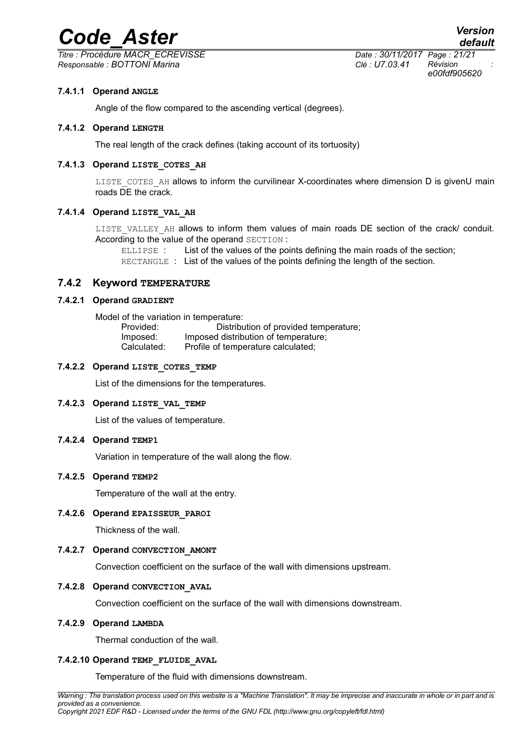#### 7.4.1.1 Operand ANGLE

Angle of the flow compared to the ascending vertical (degrees).

#### 7.4.1.2 Operand LENGTH

The real length of the crack defines (taking account of its tortuosity)

#### 7.4.1.3 Operand LISTE_COTES_AH

LISTE_COTES_AH allows to inform the curvilinear X-coordinates where dimension D is givenU main roads DE the crack.

#### 7.4.1.4 Operand LISTE_VAL_AH

LISTE_VALLEY_AH allows to inform them values of main roads DE section of the crack/ conduit. According to the value of the operand SECTION :

ELLIPSE : List of the values of the points defining the main roads of the section;
RECTANGLE : List of the values of the points defining the length of the section.

### 7.4.2 Keyword TEMPERATURE

#### 7.4.2.1 Operand GRADIENT

Model of the variation in temperature:

Provided: Distribution of provided temperature;
Imposed: Imposed distribution of temperature;
Calculated: Profile of temperature calculated;

#### 7.4.2.2 Operand LISTE_COTES_TEMP

List of the dimensions for the temperatures.

#### 7.4.2.3 Operand LISTE_VAL_TEMP

List of the values of temperature.

#### 7.4.2.4 Operand TEMP1

Variation in temperature of the wall along the flow.

#### 7.4.2.5 Operand TEMP2

Temperature of the wall at the entry.

#### 7.4.2.6 Operand EPAISSEUR_PAROI

Thickness of the wall.

#### 7.4.2.7 Operand CONVECTION_AMONT

Convection coefficient on the surface of the wall with dimensions upstream.

#### 7.4.2.8 Operand CONVECTION_AVAL

Convection coefficient on the surface of the wall with dimensions downstream.

#### 7.4.2.9 Operand LAMBDA

Thermal conduction of the wall.

#### 7.4.2.10 Operand TEMP_FLUIDE_AVAL

Temperature of the fluid with dimensions downstream.